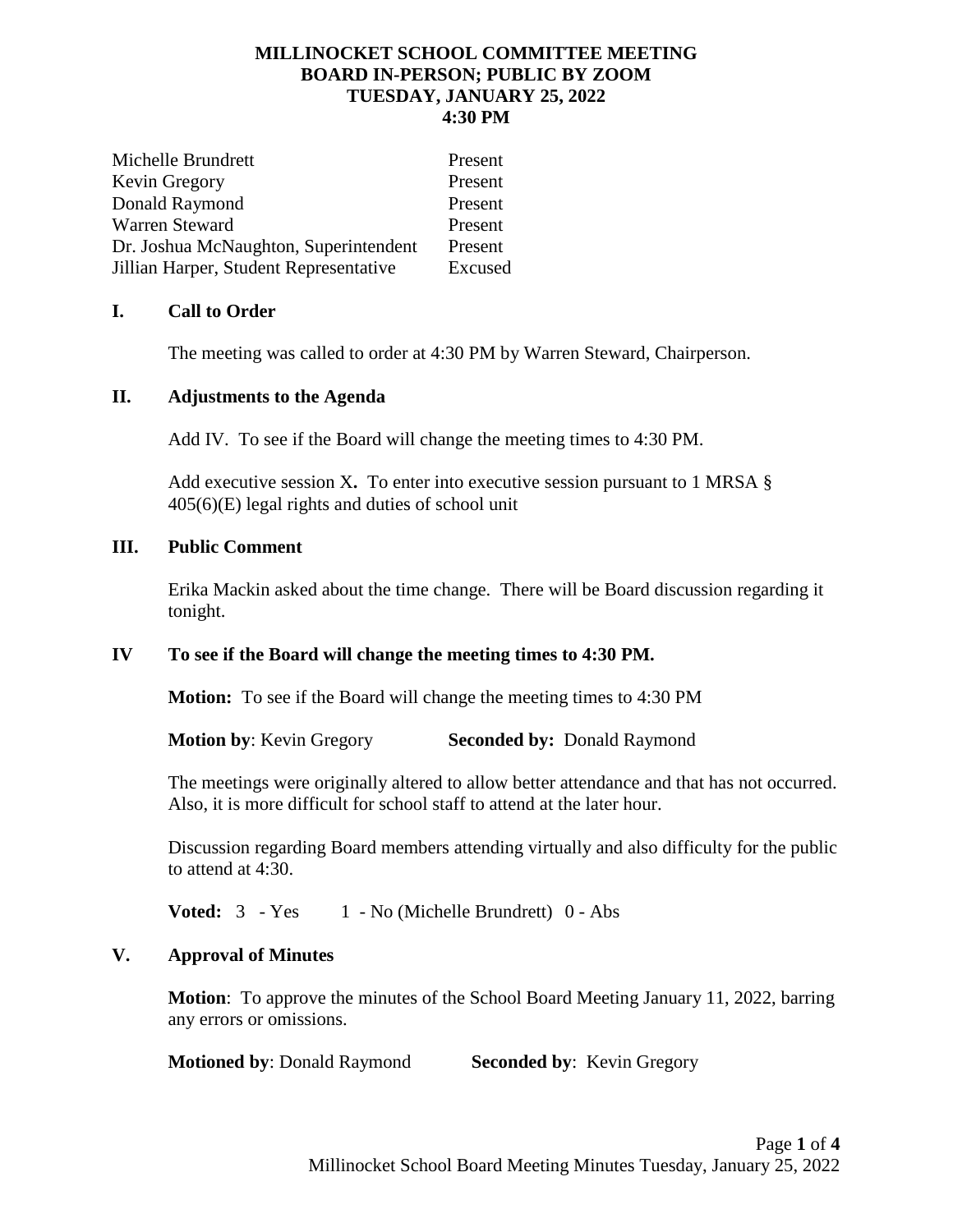# MILLINOCKET SCHOOL COMMITTEE MEETING
## BOARD IN-PERSON; PUBLIC BY ZOOM
## TUESDAY, JANUARY 25, 2022
## 4:30 PM

| | |
|---|---|
| Michelle Brundrett | Present |
| Kevin Gregory | Present |
| Donald Raymond | Present |
| Warren Steward | Present |
| Dr. Joshua McNaughton, Superintendent | Present |
| Jillian Harper, Student Representative | Excused |

### I. Call to Order

The meeting was called to order at 4:30 PM by Warren Steward, Chairperson.

### II. Adjustments to the Agenda

Add IV. To see if the Board will change the meeting times to 4:30 PM.

Add executive session X**.** To enter into executive session pursuant to 1 MRSA § 405(6)(E) legal rights and duties of school unit

### III. Public Comment

Erika Mackin asked about the time change. There will be Board discussion regarding it tonight.

### IV To see if the Board will change the meeting times to 4:30 PM.

**Motion:** To see if the Board will change the meeting times to 4:30 PM

**Motion by**: Kevin Gregory **Seconded by:** Donald Raymond

The meetings were originally altered to allow better attendance and that has not occurred. Also, it is more difficult for school staff to attend at the later hour.

Discussion regarding Board members attending virtually and also difficulty for the public to attend at 4:30.

**Voted:** 3 - Yes 1 - No (Michelle Brundrett) 0 - Abs

### V. Approval of Minutes

**Motion**: To approve the minutes of the School Board Meeting January 11, 2022, barring any errors or omissions.

**Motioned by**: Donald Raymond **Seconded by**: Kevin Gregory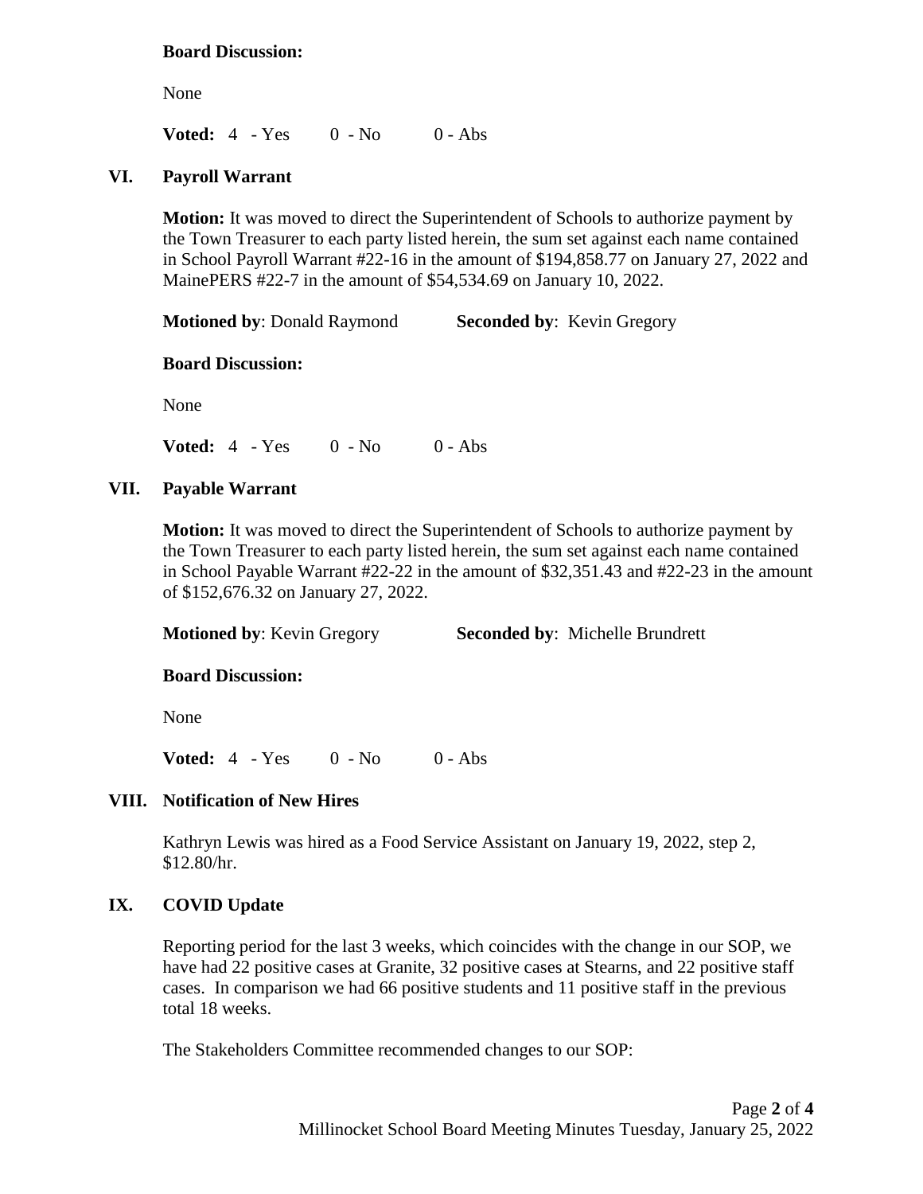**Board Discussion:**

None

**Voted:** 4 - Yes 0 - No 0 - Abs

## VI. Payroll Warrant

**Motion:** It was moved to direct the Superintendent of Schools to authorize payment by the Town Treasurer to each party listed herein, the sum set against each name contained in School Payroll Warrant #22-16 in the amount of $194,858.77 on January 27, 2022 and MainePERS #22-7 in the amount of $54,534.69 on January 10, 2022.

**Motioned by**: Donald Raymond **Seconded by**: Kevin Gregory

**Board Discussion:**

None

**Voted:** 4 - Yes 0 - No 0 - Abs

## VII. Payable Warrant

**Motion:** It was moved to direct the Superintendent of Schools to authorize payment by the Town Treasurer to each party listed herein, the sum set against each name contained in School Payable Warrant #22-22 in the amount of $32,351.43 and #22-23 in the amount of $152,676.32 on January 27, 2022.

**Motioned by**: Kevin Gregory **Seconded by**: Michelle Brundrett

**Board Discussion:**

None

**Voted:** 4 - Yes 0 - No 0 - Abs

## VIII. Notification of New Hires

Kathryn Lewis was hired as a Food Service Assistant on January 19, 2022, step 2, $12.80/hr.

## IX. COVID Update

Reporting period for the last 3 weeks, which coincides with the change in our SOP, we have had 22 positive cases at Granite, 32 positive cases at Stearns, and 22 positive staff cases. In comparison we had 66 positive students and 11 positive staff in the previous total 18 weeks.

The Stakeholders Committee recommended changes to our SOP: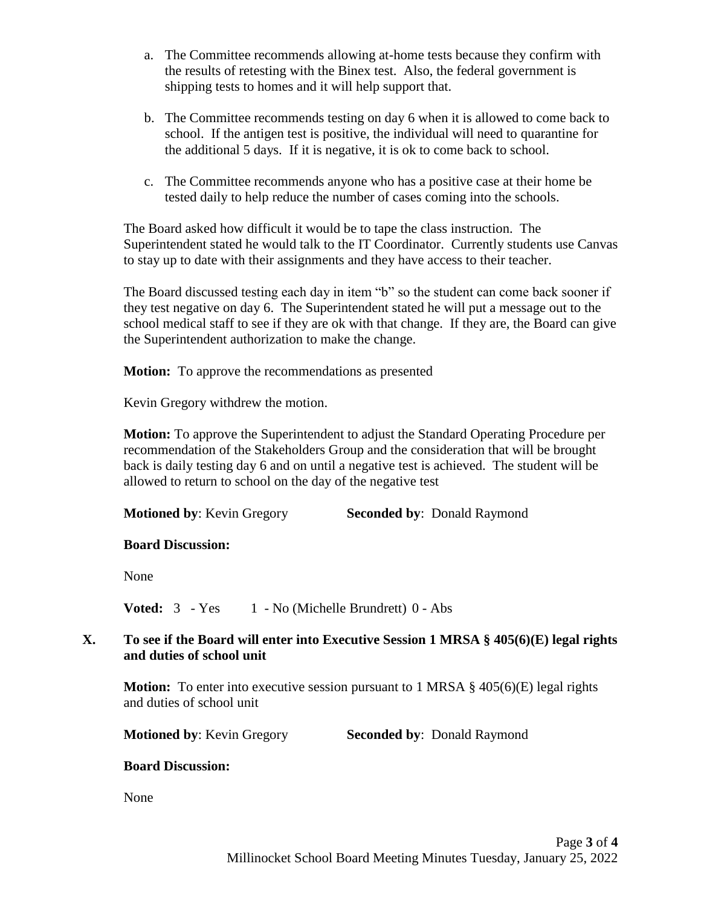a. The Committee recommends allowing at-home tests because they confirm with the results of retesting with the Binex test. Also, the federal government is shipping tests to homes and it will help support that.

b. The Committee recommends testing on day 6 when it is allowed to come back to school. If the antigen test is positive, the individual will need to quarantine for the additional 5 days. If it is negative, it is ok to come back to school.

c. The Committee recommends anyone who has a positive case at their home be tested daily to help reduce the number of cases coming into the schools.

The Board asked how difficult it would be to tape the class instruction. The Superintendent stated he would talk to the IT Coordinator. Currently students use Canvas to stay up to date with their assignments and they have access to their teacher.

The Board discussed testing each day in item "b" so the student can come back sooner if they test negative on day 6. The Superintendent stated he will put a message out to the school medical staff to see if they are ok with that change. If they are, the Board can give the Superintendent authorization to make the change.

**Motion:** To approve the recommendations as presented

Kevin Gregory withdrew the motion.

**Motion:** To approve the Superintendent to adjust the Standard Operating Procedure per recommendation of the Stakeholders Group and the consideration that will be brought back is daily testing day 6 and on until a negative test is achieved. The student will be allowed to return to school on the day of the negative test

**Motioned by**: Kevin Gregory **Seconded by**: Donald Raymond

**Board Discussion:**

None

**Voted:** 3 - Yes 1 - No (Michelle Brundrett) 0 - Abs

## X. To see if the Board will enter into Executive Session 1 MRSA § 405(6)(E) legal rights and duties of school unit

**Motion:** To enter into executive session pursuant to 1 MRSA § 405(6)(E) legal rights and duties of school unit

**Motioned by**: Kevin Gregory **Seconded by**: Donald Raymond

**Board Discussion:**

None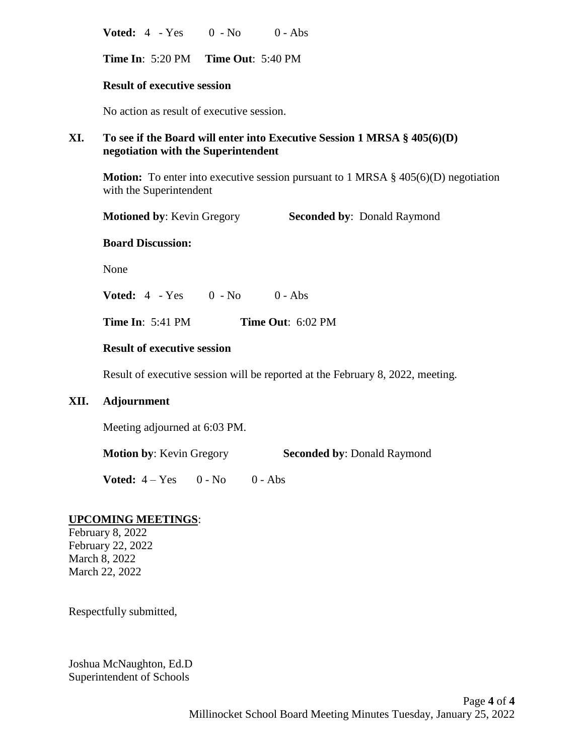**Voted:** 4 - Yes 0 - No 0 - Abs

**Time In**: 5:20 PM **Time Out**: 5:40 PM

**Result of executive session**

No action as result of executive session.

## XI. To see if the Board will enter into Executive Session 1 MRSA § 405(6)(D) negotiation with the Superintendent

**Motion:** To enter into executive session pursuant to 1 MRSA § 405(6)(D) negotiation with the Superintendent

**Motioned by**: Kevin Gregory **Seconded by**: Donald Raymond

**Board Discussion:**

None

**Voted:** 4 - Yes 0 - No 0 - Abs

**Time In**: 5:41 PM **Time Out**: 6:02 PM

**Result of executive session**

Result of executive session will be reported at the February 8, 2022, meeting.

## XII. Adjournment

Meeting adjourned at 6:03 PM.

**Motion by**: Kevin Gregory **Seconded by**: Donald Raymond

**Voted:** 4 – Yes 0 - No 0 - Abs

**UPCOMING MEETINGS**:

February 8, 2022
February 22, 2022
March 8, 2022
March 22, 2022

Respectfully submitted,

Joshua McNaughton, Ed.D
Superintendent of Schools